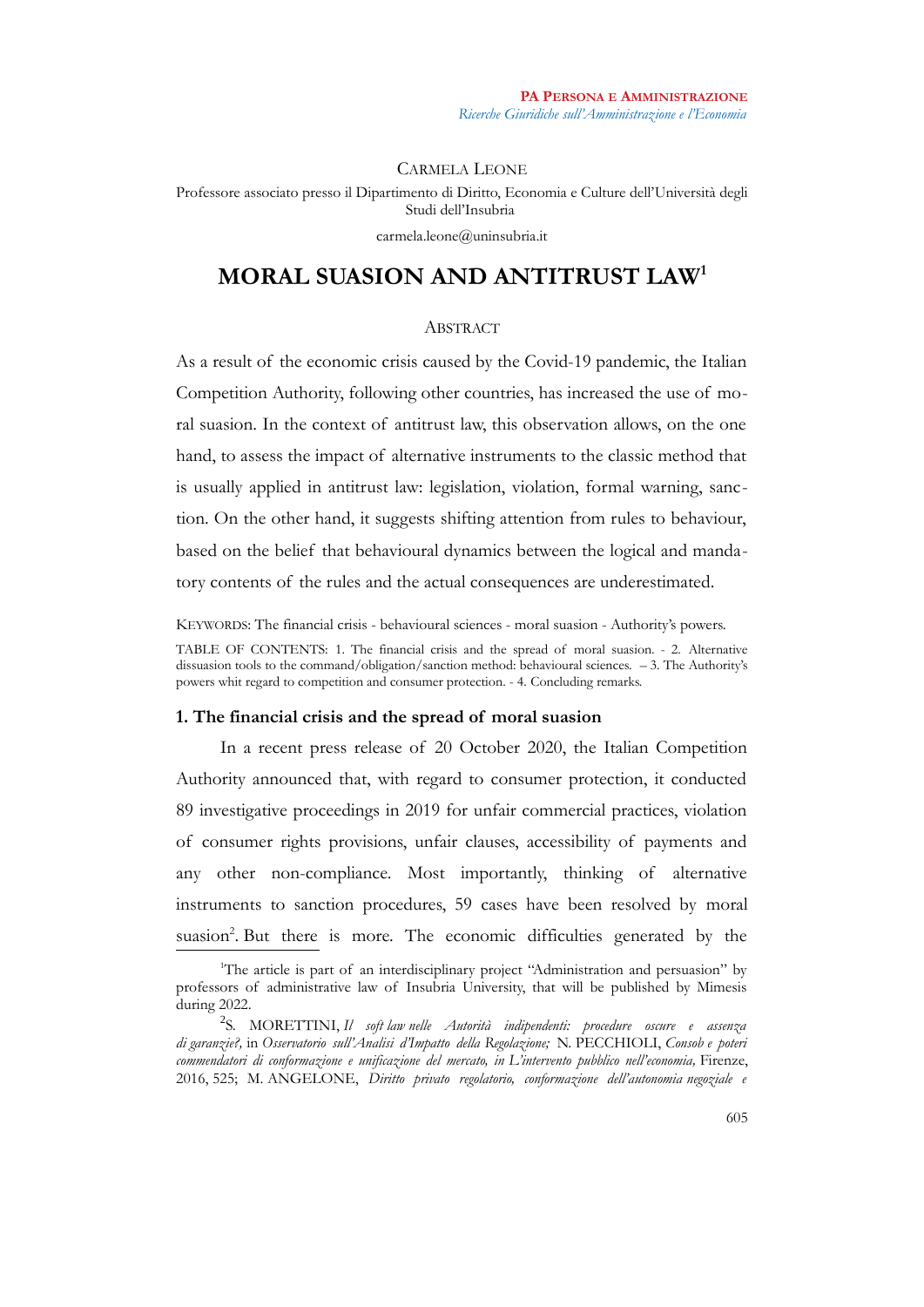CARMELA LEONE

Professore associato presso il Dipartimento di Diritto, Economia e Culture dell'Università degli Studi dell'Insubria

carmela.leone@uninsubria.it

# MORAL SUASION AND ANTITRUST LAW[1]

ABSTRACT

As a result of the economic crisis caused by the Covid-19 pandemic, the Italian Competition Authority, following other countries, has increased the use of moral suasion. In the context of antitrust law, this observation allows, on the one hand, to assess the impact of alternative instruments to the classic method that is usually applied in antitrust law: legislation, violation, formal warning, sanction. On the other hand, it suggests shifting attention from rules to behaviour, based on the belief that behavioural dynamics between the logical and mandatory contents of the rules and the actual consequences are underestimated.

KEYWORDS: The financial crisis - behavioural sciences - moral suasion - Authority's powers.

TABLE OF CONTENTS: 1. The financial crisis and the spread of moral suasion. - 2. Alternative dissuasion tools to the command/obligation/sanction method: behavioural sciences. – 3. The Authority's powers whit regard to competition and consumer protection. - 4. Concluding remarks.

## 1. The financial crisis and the spread of moral suasion

In a recent press release of 20 October 2020, the Italian Competition Authority announced that, with regard to consumer protection, it conducted 89 investigative proceedings in 2019 for unfair commercial practices, violation of consumer rights provisions, unfair clauses, accessibility of payments and any other non-compliance. Most importantly, thinking of alternative instruments to sanction procedures, 59 cases have been resolved by moral suasion[2]. But there is more. The economic difficulties generated by the

[1] The article is part of an interdisciplinary project "Administration and persuasion" by professors of administrative law of Insubria University, that will be published by Mimesis during 2022.

[2] S. MORETTINI, *Il soft law nelle Autorità indipendenti: procedure oscure e assenza di garanzie?*, in *Osservatorio sull'Analisi d'Impatto della Regolazione;* N. PECCHIOLI, *Consob e poteri commendatori di conformazione e unificazione del mercato, in L'intervento pubblico nell'economia,* Firenze, 2016, 525; M. ANGELONE, *Diritto privato regolatorio, conformazione dell'autonomia negoziale e*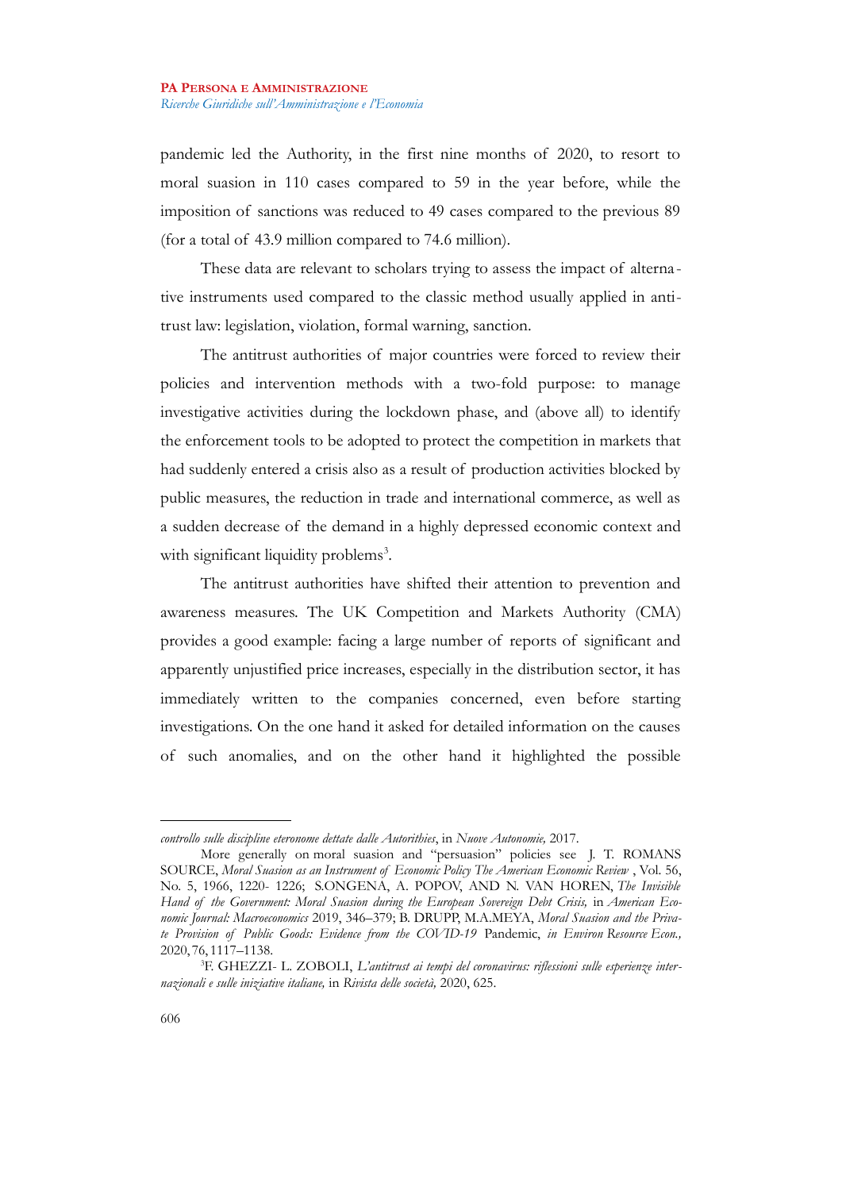pandemic led the Authority, in the first nine months of 2020, to resort to moral suasion in 110 cases compared to 59 in the year before, while the imposition of sanctions was reduced to 49 cases compared to the previous 89 (for a total of 43.9 million compared to 74.6 million).

These data are relevant to scholars trying to assess the impact of alternative instruments used compared to the classic method usually applied in antitrust law: legislation, violation, formal warning, sanction.

The antitrust authorities of major countries were forced to review their policies and intervention methods with a two-fold purpose: to manage investigative activities during the lockdown phase, and (above all) to identify the enforcement tools to be adopted to protect the competition in markets that had suddenly entered a crisis also as a result of production activities blocked by public measures, the reduction in trade and international commerce, as well as a sudden decrease of the demand in a highly depressed economic context and with significant liquidity problems[3].

The antitrust authorities have shifted their attention to prevention and awareness measures. The UK Competition and Markets Authority (CMA) provides a good example: facing a large number of reports of significant and apparently unjustified price increases, especially in the distribution sector, it has immediately written to the companies concerned, even before starting investigations. On the one hand it asked for detailed information on the causes of such anomalies, and on the other hand it highlighted the possible

---

*controllo sulle discipline eteronome dettate dalle Autorithies*, in *Nuove Autonomie,* 2017.

More generally on moral suasion and "persuasion" policies see J. T. ROMANS SOURCE, *Moral Suasion as an Instrument of Economic Policy The American Economic Review* , Vol. 56, No. 5, 1966, 1220- 1226; S.ONGENA, A. POPOV, AND N. VAN HOREN, *The Invisible Hand of the Government: Moral Suasion during the European Sovereign Debt Crisis,* in *American Economic Journal: Macroeconomics* 2019, 346–379; B. DRUPP, M.A.MEYA, *Moral Suasion and the Private Provision of Public Goods: Evidence from the COVID-19* Pandemic, *in Environ Resource Econ.,* 2020, 76, 1117–1138.

[3] F. GHEZZI- L. ZOBOLI, *L'antitrust ai tempi del coronavirus: riflessioni sulle esperienze internazionali e sulle iniziative italiane,* in *Rivista delle società,* 2020, 625.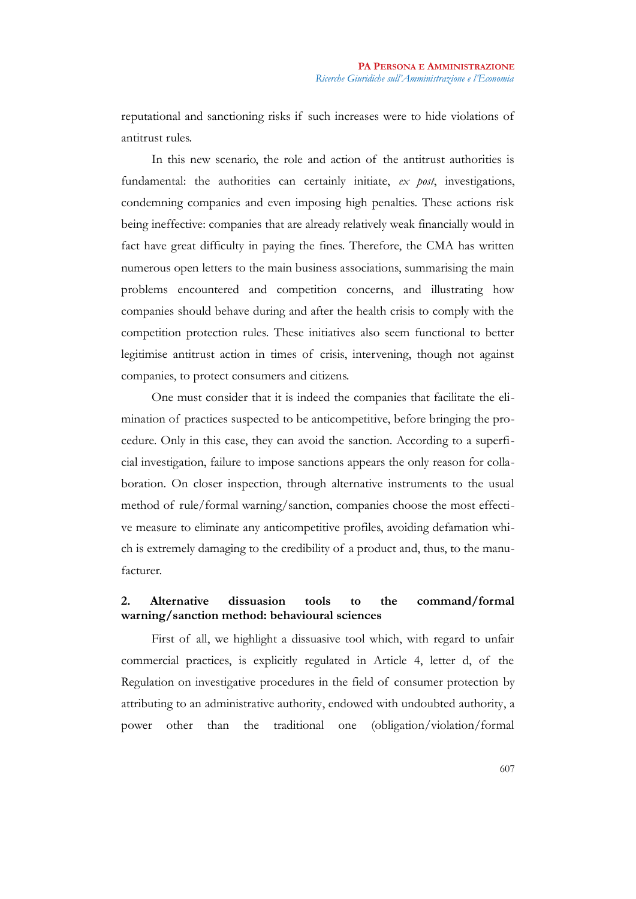reputational and sanctioning risks if such increases were to hide violations of antitrust rules.

In this new scenario, the role and action of the antitrust authorities is fundamental: the authorities can certainly initiate, *ex post*, investigations, condemning companies and even imposing high penalties. These actions risk being ineffective: companies that are already relatively weak financially would in fact have great difficulty in paying the fines. Therefore, the CMA has written numerous open letters to the main business associations, summarising the main problems encountered and competition concerns, and illustrating how companies should behave during and after the health crisis to comply with the competition protection rules. These initiatives also seem functional to better legitimise antitrust action in times of crisis, intervening, though not against companies, to protect consumers and citizens.

One must consider that it is indeed the companies that facilitate the elimination of practices suspected to be anticompetitive, before bringing the procedure. Only in this case, they can avoid the sanction. According to a superficial investigation, failure to impose sanctions appears the only reason for collaboration. On closer inspection, through alternative instruments to the usual method of rule/formal warning/sanction, companies choose the most effective measure to eliminate any anticompetitive profiles, avoiding defamation which is extremely damaging to the credibility of a product and, thus, to the manufacturer.

## 2. Alternative dissuasion tools to the command/formal warning/sanction method: behavioural sciences

First of all, we highlight a dissuasive tool which, with regard to unfair commercial practices, is explicitly regulated in Article 4, letter d, of the Regulation on investigative procedures in the field of consumer protection by attributing to an administrative authority, endowed with undoubted authority, a power other than the traditional one (obligation/violation/formal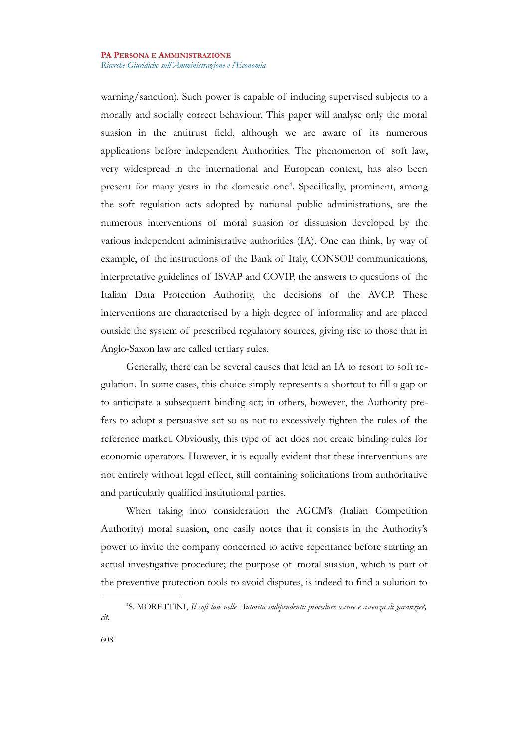warning/sanction). Such power is capable of inducing supervised subjects to a morally and socially correct behaviour. This paper will analyse only the moral suasion in the antitrust field, although we are aware of its numerous applications before independent Authorities. The phenomenon of soft law, very widespread in the international and European context, has also been present for many years in the domestic one[4]. Specifically, prominent, among the soft regulation acts adopted by national public administrations, are the numerous interventions of moral suasion or dissuasion developed by the various independent administrative authorities (IA). One can think, by way of example, of the instructions of the Bank of Italy, CONSOB communications, interpretative guidelines of ISVAP and COVIP, the answers to questions of the Italian Data Protection Authority, the decisions of the AVCP. These interventions are characterised by a high degree of informality and are placed outside the system of prescribed regulatory sources, giving rise to those that in Anglo-Saxon law are called tertiary rules.

Generally, there can be several causes that lead an IA to resort to soft regulation. In some cases, this choice simply represents a shortcut to fill a gap or to anticipate a subsequent binding act; in others, however, the Authority prefers to adopt a persuasive act so as not to excessively tighten the rules of the reference market. Obviously, this type of act does not create binding rules for economic operators. However, it is equally evident that these interventions are not entirely without legal effect, still containing solicitations from authoritative and particularly qualified institutional parties.

When taking into consideration the AGCM's (Italian Competition Authority) moral suasion, one easily notes that it consists in the Authority's power to invite the company concerned to active repentance before starting an actual investigative procedure; the purpose of moral suasion, which is part of the preventive protection tools to avoid disputes, is indeed to find a solution to

[4] S. MORETTINI, *Il soft law nelle Autorità indipendenti: procedure oscure e assenza di garanzie?, cit.*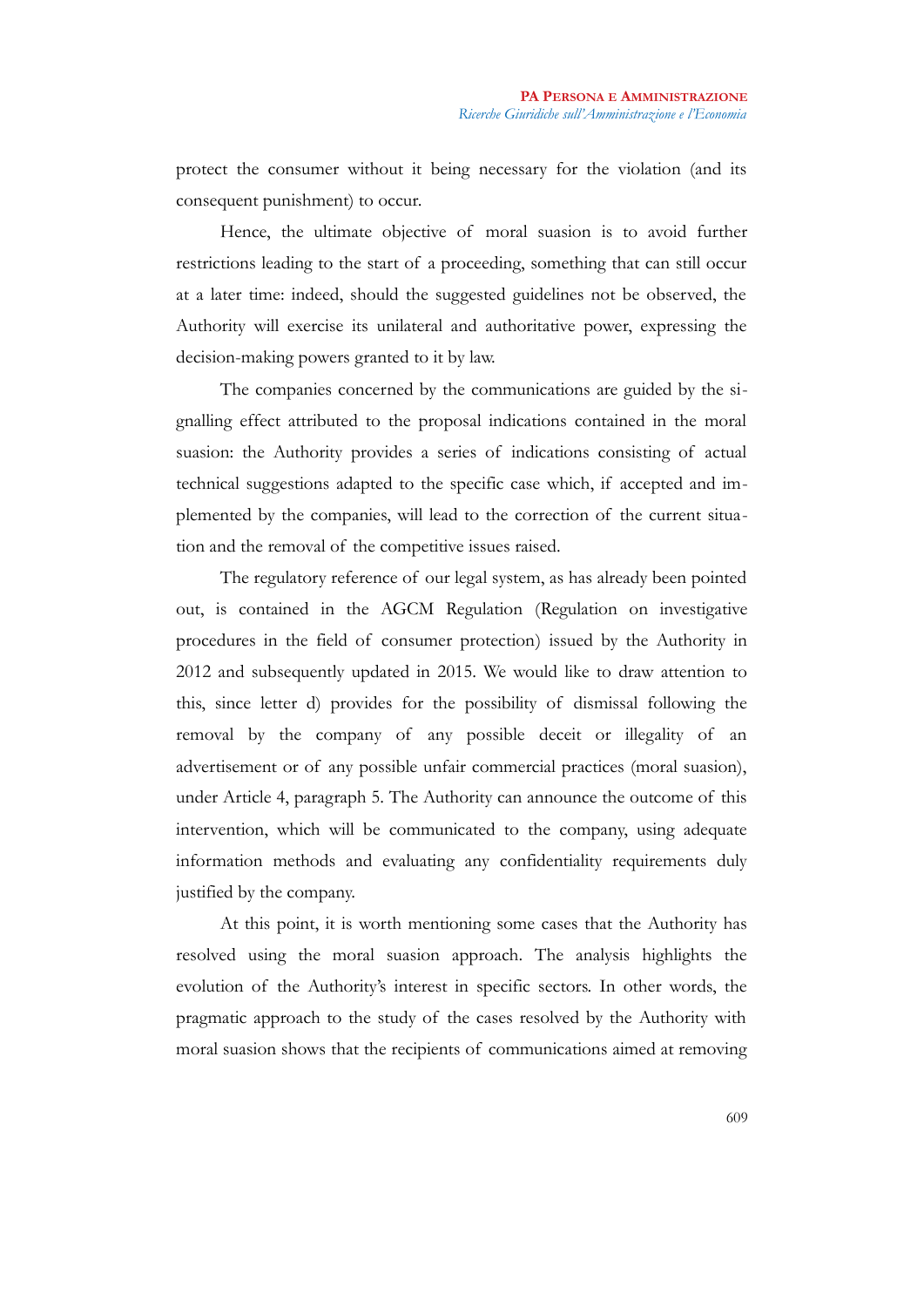protect the consumer without it being necessary for the violation (and its consequent punishment) to occur.

Hence, the ultimate objective of moral suasion is to avoid further restrictions leading to the start of a proceeding, something that can still occur at a later time: indeed, should the suggested guidelines not be observed, the Authority will exercise its unilateral and authoritative power, expressing the decision-making powers granted to it by law.

The companies concerned by the communications are guided by the signalling effect attributed to the proposal indications contained in the moral suasion: the Authority provides a series of indications consisting of actual technical suggestions adapted to the specific case which, if accepted and implemented by the companies, will lead to the correction of the current situation and the removal of the competitive issues raised.

The regulatory reference of our legal system, as has already been pointed out, is contained in the AGCM Regulation (Regulation on investigative procedures in the field of consumer protection) issued by the Authority in 2012 and subsequently updated in 2015. We would like to draw attention to this, since letter d) provides for the possibility of dismissal following the removal by the company of any possible deceit or illegality of an advertisement or of any possible unfair commercial practices (moral suasion), under Article 4, paragraph 5. The Authority can announce the outcome of this intervention, which will be communicated to the company, using adequate information methods and evaluating any confidentiality requirements duly justified by the company.

At this point, it is worth mentioning some cases that the Authority has resolved using the moral suasion approach. The analysis highlights the evolution of the Authority's interest in specific sectors. In other words, the pragmatic approach to the study of the cases resolved by the Authority with moral suasion shows that the recipients of communications aimed at removing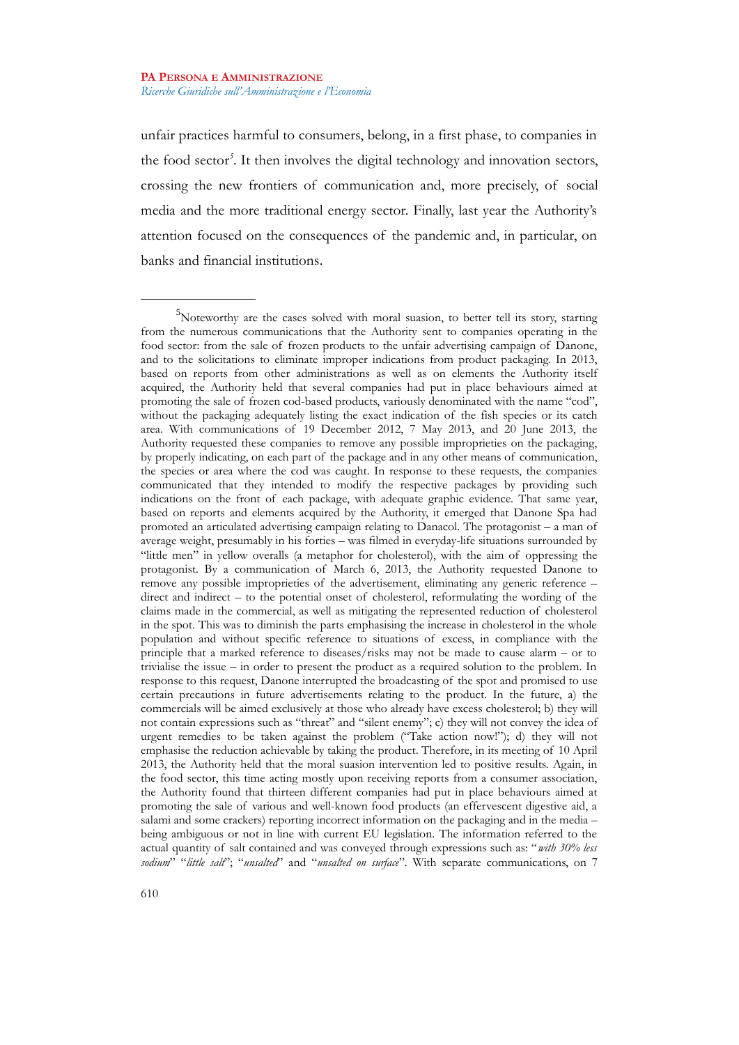unfair practices harmful to consumers, belong, in a first phase, to companies in the food sector[5]. It then involves the digital technology and innovation sectors, crossing the new frontiers of communication and, more precisely, of social media and the more traditional energy sector. Finally, last year the Authority's attention focused on the consequences of the pandemic and, in particular, on banks and financial institutions.

---

[5]Noteworthy are the cases solved with moral suasion, to better tell its story, starting from the numerous communications that the Authority sent to companies operating in the food sector: from the sale of frozen products to the unfair advertising campaign of Danone, and to the solicitations to eliminate improper indications from product packaging. In 2013, based on reports from other administrations as well as on elements the Authority itself acquired, the Authority held that several companies had put in place behaviours aimed at promoting the sale of frozen cod-based products, variously denominated with the name "cod", without the packaging adequately listing the exact indication of the fish species or its catch area. With communications of 19 December 2012, 7 May 2013, and 20 June 2013, the Authority requested these companies to remove any possible improprieties on the packaging, by properly indicating, on each part of the package and in any other means of communication, the species or area where the cod was caught. In response to these requests, the companies communicated that they intended to modify the respective packages by providing such indications on the front of each package, with adequate graphic evidence. That same year, based on reports and elements acquired by the Authority, it emerged that Danone Spa had promoted an articulated advertising campaign relating to Danacol. The protagonist – a man of average weight, presumably in his forties – was filmed in everyday-life situations surrounded by "little men" in yellow overalls (a metaphor for cholesterol), with the aim of oppressing the protagonist. By a communication of March 6, 2013, the Authority requested Danone to remove any possible improprieties of the advertisement, eliminating any generic reference – direct and indirect – to the potential onset of cholesterol, reformulating the wording of the claims made in the commercial, as well as mitigating the represented reduction of cholesterol in the spot. This was to diminish the parts emphasising the increase in cholesterol in the whole population and without specific reference to situations of excess, in compliance with the principle that a marked reference to diseases/risks may not be made to cause alarm – or to trivialise the issue – in order to present the product as a required solution to the problem. In response to this request, Danone interrupted the broadcasting of the spot and promised to use certain precautions in future advertisements relating to the product. In the future, a) the commercials will be aimed exclusively at those who already have excess cholesterol; b) they will not contain expressions such as "threat" and "silent enemy"; c) they will not convey the idea of urgent remedies to be taken against the problem ("Take action now!"); d) they will not emphasise the reduction achievable by taking the product. Therefore, in its meeting of 10 April 2013, the Authority held that the moral suasion intervention led to positive results. Again, in the food sector, this time acting mostly upon receiving reports from a consumer association, the Authority found that thirteen different companies had put in place behaviours aimed at promoting the sale of various and well-known food products (an effervescent digestive aid, a salami and some crackers) reporting incorrect information on the packaging and in the media – being ambiguous or not in line with current EU legislation. The information referred to the actual quantity of salt contained and was conveyed through expressions such as: "*with 30% less sodium*" "*little salt*"; "*unsalted*" and "*unsalted on surface*". With separate communications, on 7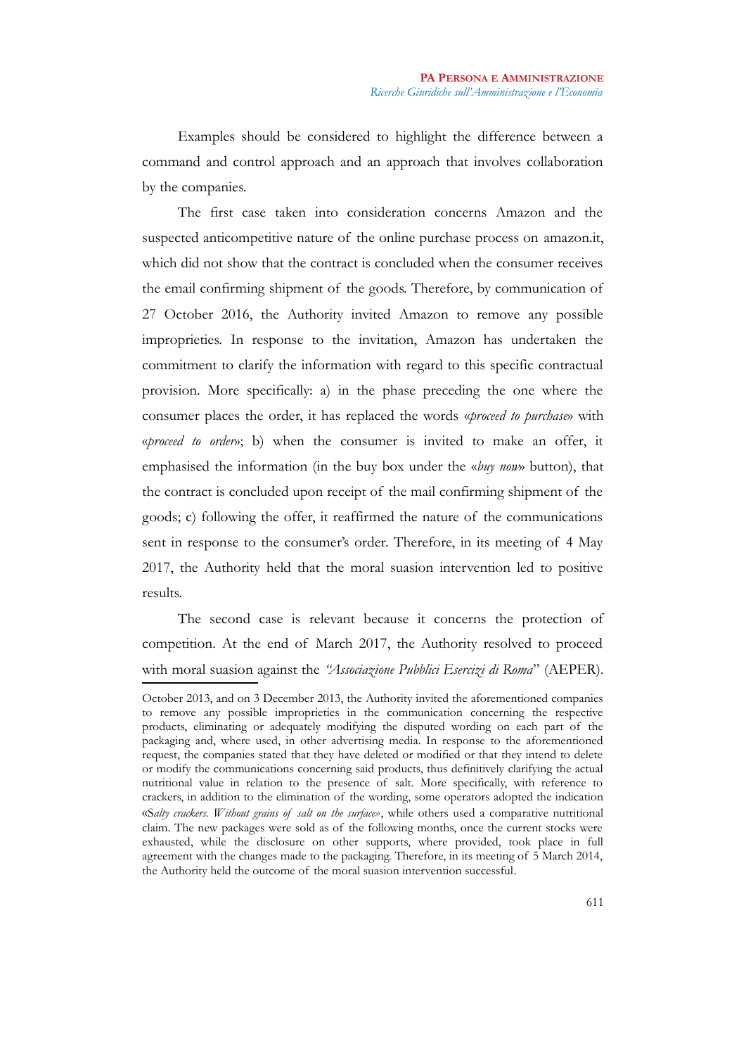Examples should be considered to highlight the difference between a command and control approach and an approach that involves collaboration by the companies.

The first case taken into consideration concerns Amazon and the suspected anticompetitive nature of the online purchase process on amazon.it, which did not show that the contract is concluded when the consumer receives the email confirming shipment of the goods. Therefore, by communication of 27 October 2016, the Authority invited Amazon to remove any possible improprieties. In response to the invitation, Amazon has undertaken the commitment to clarify the information with regard to this specific contractual provision. More specifically: a) in the phase preceding the one where the consumer places the order, it has replaced the words «*proceed to purchase*» with «*proceed to order*»; b) when the consumer is invited to make an offer, it emphasised the information (in the buy box under the «*buy now*» button), that the contract is concluded upon receipt of the mail confirming shipment of the goods; c) following the offer, it reaffirmed the nature of the communications sent in response to the consumer's order. Therefore, in its meeting of 4 May 2017, the Authority held that the moral suasion intervention led to positive results.

The second case is relevant because it concerns the protection of competition. At the end of March 2017, the Authority resolved to proceed with moral suasion against the *"Associazione Pubblici Esercizi di Roma*" (AEPER).

---

October 2013, and on 3 December 2013, the Authority invited the aforementioned companies to remove any possible improprieties in the communication concerning the respective products, eliminating or adequately modifying the disputed wording on each part of the packaging and, where used, in other advertising media. In response to the aforementioned request, the companies stated that they have deleted or modified or that they intend to delete or modify the communications concerning said products, thus definitively clarifying the actual nutritional value in relation to the presence of salt. More specifically, with reference to crackers, in addition to the elimination of the wording, some operators adopted the indication «S*alty crackers. Without grains of salt on the surface*», while others used a comparative nutritional claim. The new packages were sold as of the following months, once the current stocks were exhausted, while the disclosure on other supports, where provided, took place in full agreement with the changes made to the packaging. Therefore, in its meeting of 5 March 2014, the Authority held the outcome of the moral suasion intervention successful.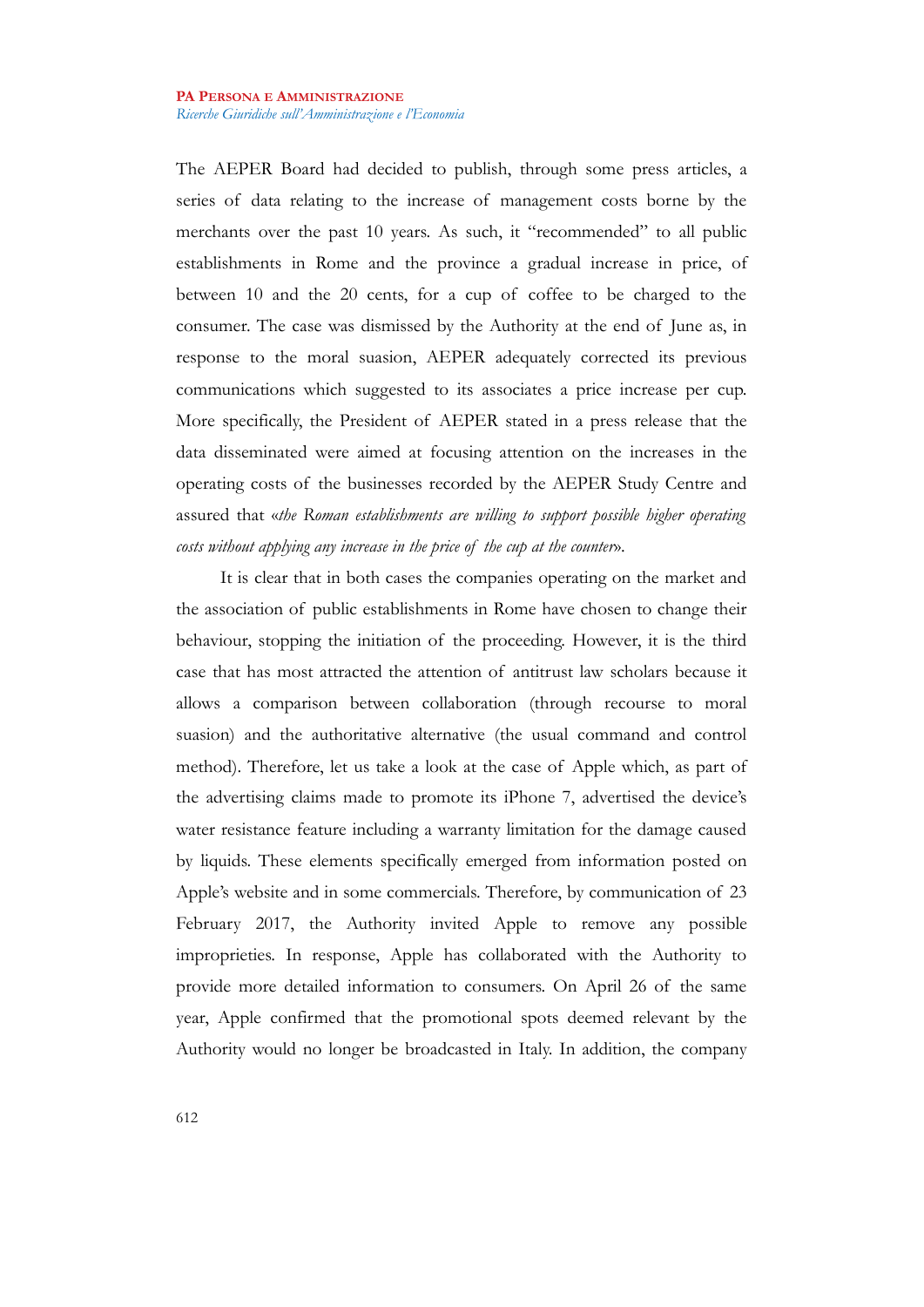The AEPER Board had decided to publish, through some press articles, a series of data relating to the increase of management costs borne by the merchants over the past 10 years. As such, it "recommended" to all public establishments in Rome and the province a gradual increase in price, of between 10 and the 20 cents, for a cup of coffee to be charged to the consumer. The case was dismissed by the Authority at the end of June as, in response to the moral suasion, AEPER adequately corrected its previous communications which suggested to its associates a price increase per cup. More specifically, the President of AEPER stated in a press release that the data disseminated were aimed at focusing attention on the increases in the operating costs of the businesses recorded by the AEPER Study Centre and assured that «*the Roman establishments are willing to support possible higher operating costs without applying any increase in the price of the cup at the counter*».

It is clear that in both cases the companies operating on the market and the association of public establishments in Rome have chosen to change their behaviour, stopping the initiation of the proceeding. However, it is the third case that has most attracted the attention of antitrust law scholars because it allows a comparison between collaboration (through recourse to moral suasion) and the authoritative alternative (the usual command and control method). Therefore, let us take a look at the case of Apple which, as part of the advertising claims made to promote its iPhone 7, advertised the device's water resistance feature including a warranty limitation for the damage caused by liquids. These elements specifically emerged from information posted on Apple's website and in some commercials. Therefore, by communication of 23 February 2017, the Authority invited Apple to remove any possible improprieties. In response, Apple has collaborated with the Authority to provide more detailed information to consumers. On April 26 of the same year, Apple confirmed that the promotional spots deemed relevant by the Authority would no longer be broadcasted in Italy. In addition, the company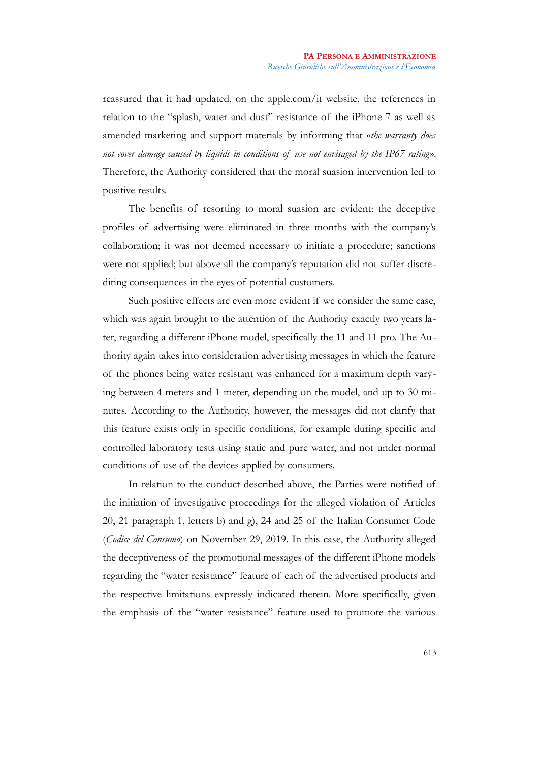reassured that it had updated, on the apple.com/it website, the references in relation to the "splash, water and dust" resistance of the iPhone 7 as well as amended marketing and support materials by informing that «*the warranty does not cover damage caused by liquids in conditions of use not envisaged by the IP67 rating*». Therefore, the Authority considered that the moral suasion intervention led to positive results.

The benefits of resorting to moral suasion are evident: the deceptive profiles of advertising were eliminated in three months with the company's collaboration; it was not deemed necessary to initiate a procedure; sanctions were not applied; but above all the company's reputation did not suffer discrediting consequences in the eyes of potential customers.

Such positive effects are even more evident if we consider the same case, which was again brought to the attention of the Authority exactly two years later, regarding a different iPhone model, specifically the 11 and 11 pro. The Authority again takes into consideration advertising messages in which the feature of the phones being water resistant was enhanced for a maximum depth varying between 4 meters and 1 meter, depending on the model, and up to 30 minutes. According to the Authority, however, the messages did not clarify that this feature exists only in specific conditions, for example during specific and controlled laboratory tests using static and pure water, and not under normal conditions of use of the devices applied by consumers.

In relation to the conduct described above, the Parties were notified of the initiation of investigative proceedings for the alleged violation of Articles 20, 21 paragraph 1, letters b) and g), 24 and 25 of the Italian Consumer Code (*Codice del Consumo*) on November 29, 2019. In this case, the Authority alleged the deceptiveness of the promotional messages of the different iPhone models regarding the "water resistance" feature of each of the advertised products and the respective limitations expressly indicated therein. More specifically, given the emphasis of the "water resistance" feature used to promote the various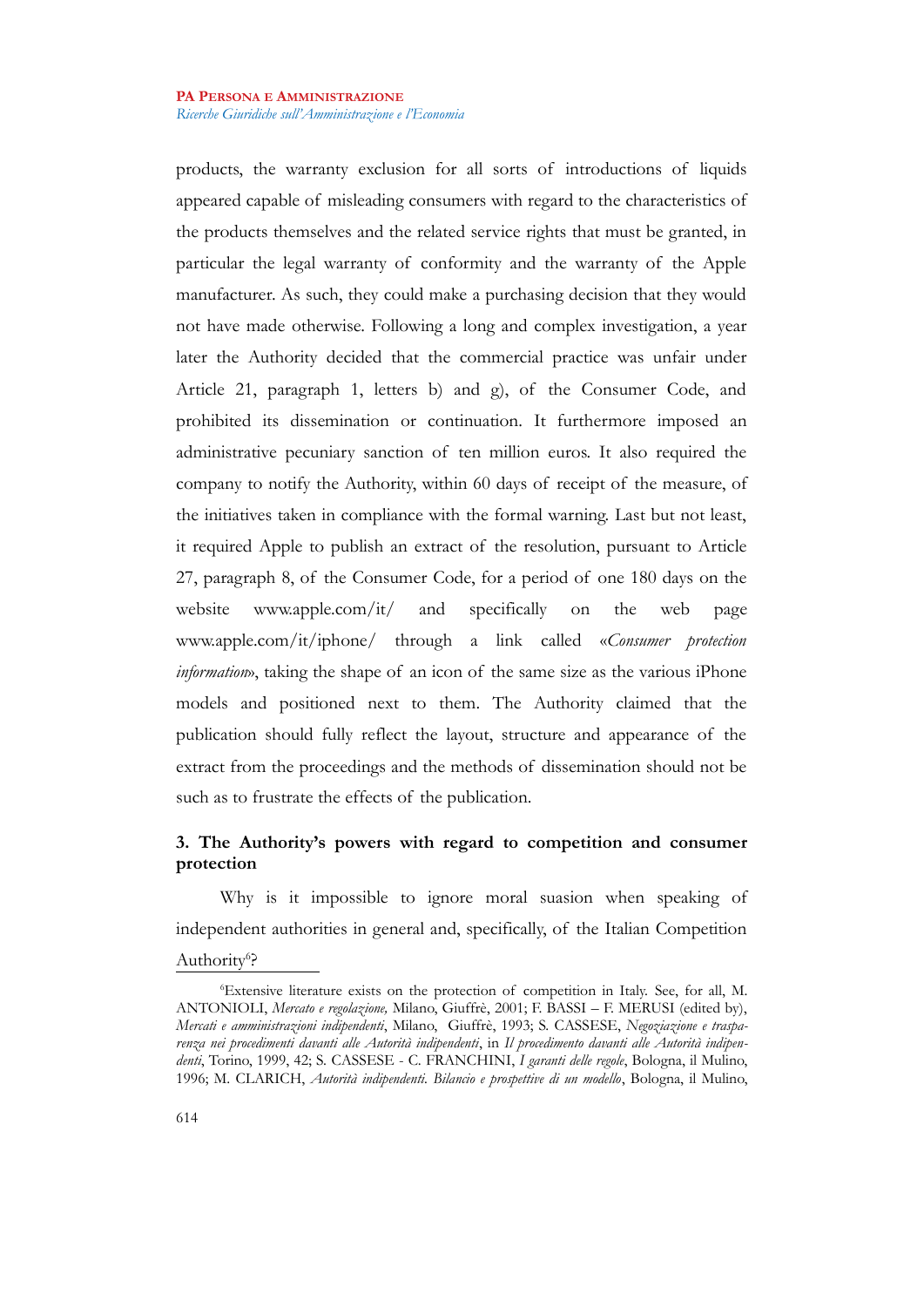products, the warranty exclusion for all sorts of introductions of liquids appeared capable of misleading consumers with regard to the characteristics of the products themselves and the related service rights that must be granted, in particular the legal warranty of conformity and the warranty of the Apple manufacturer. As such, they could make a purchasing decision that they would not have made otherwise. Following a long and complex investigation, a year later the Authority decided that the commercial practice was unfair under Article 21, paragraph 1, letters b) and g), of the Consumer Code, and prohibited its dissemination or continuation. It furthermore imposed an administrative pecuniary sanction of ten million euros. It also required the company to notify the Authority, within 60 days of receipt of the measure, of the initiatives taken in compliance with the formal warning. Last but not least, it required Apple to publish an extract of the resolution, pursuant to Article 27, paragraph 8, of the Consumer Code, for a period of one 180 days on the website www.apple.com/it/ and specifically on the web page www.apple.com/it/iphone/ through a link called «*Consumer protection information*», taking the shape of an icon of the same size as the various iPhone models and positioned next to them. The Authority claimed that the publication should fully reflect the layout, structure and appearance of the extract from the proceedings and the methods of dissemination should not be such as to frustrate the effects of the publication.

### 3. The Authority's powers with regard to competition and consumer protection

Why is it impossible to ignore moral suasion when speaking of independent authorities in general and, specifically, of the Italian Competition Authority[6]?

[6]Extensive literature exists on the protection of competition in Italy. See, for all, M. ANTONIOLI, *Mercato e regolazione,* Milano, Giuffrè, 2001; F. BASSI – F. MERUSI (edited by), *Mercati e amministrazioni indipendenti*, Milano, Giuffrè, 1993; S. CASSESE, *Negoziazione e trasparenza nei procedimenti davanti alle Autorità indipendenti*, in *Il procedimento davanti alle Autorità indipendenti*, Torino, 1999, 42; S. CASSESE - C. FRANCHINI, *I garanti delle regole*, Bologna, il Mulino, 1996; M. CLARICH, *Autorità indipendenti. Bilancio e prospettive di un modello*, Bologna, il Mulino,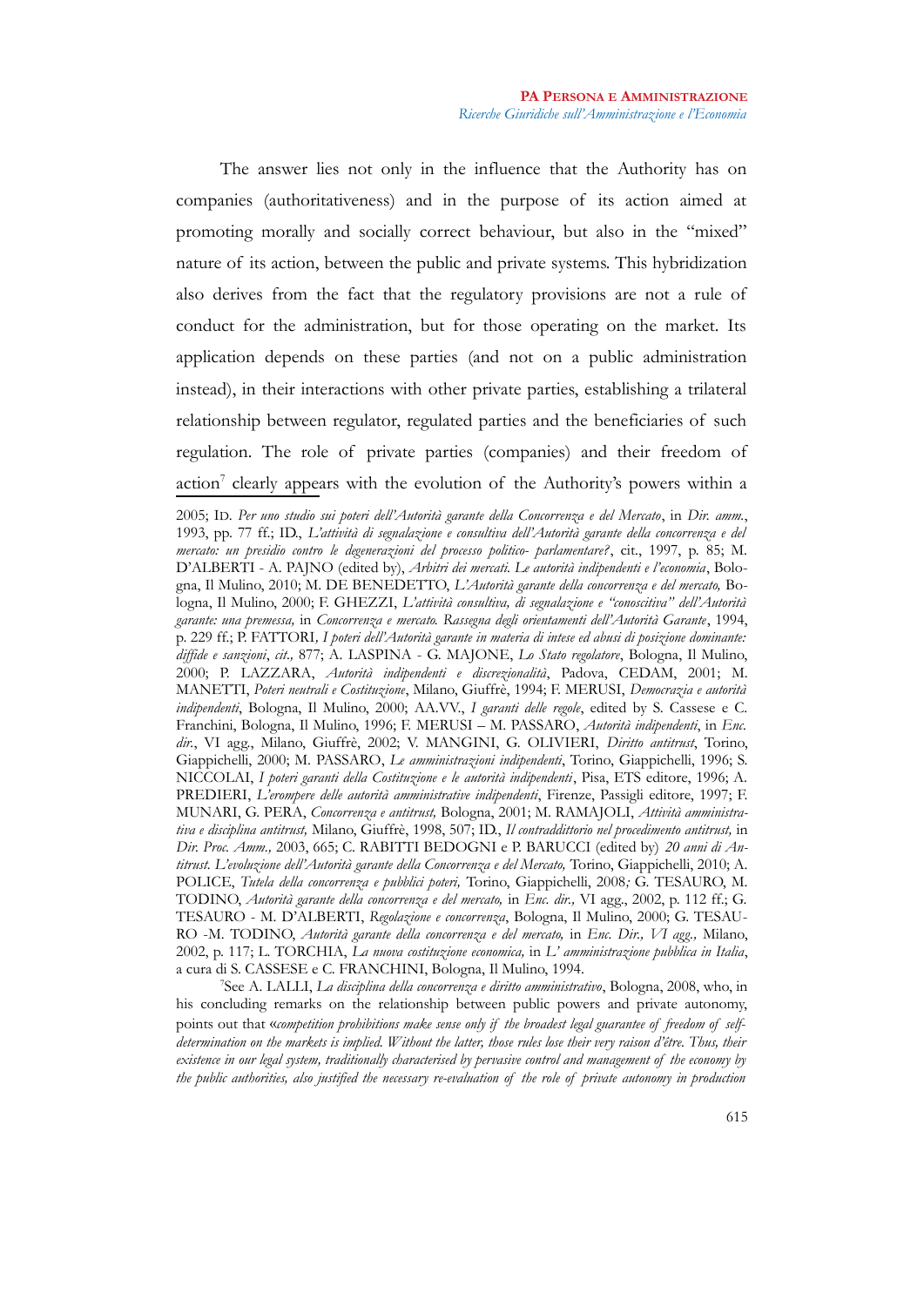The answer lies not only in the influence that the Authority has on companies (authoritativeness) and in the purpose of its action aimed at promoting morally and socially correct behaviour, but also in the "mixed" nature of its action, between the public and private systems. This hybridization also derives from the fact that the regulatory provisions are not a rule of conduct for the administration, but for those operating on the market. Its application depends on these parties (and not on a public administration instead), in their interactions with other private parties, establishing a trilateral relationship between regulator, regulated parties and the beneficiaries of such regulation. The role of private parties (companies) and their freedom of action[7] clearly appears with the evolution of the Authority's powers within a

2005; ID. *Per uno studio sui poteri dell'Autorità garante della Concorrenza e del Mercato*, in *Dir. amm.*, 1993, pp. 77 ff.; ID., *L'attività di segnalazione e consultiva dell'Autorità garante della concorrenza e del mercato: un presidio contro le degenerazioni del processo politico- parlamentare?*, cit., 1997, p. 85; M. D'ALBERTI - A. PAJNO (edited by), *Arbitri dei mercati. Le autorità indipendenti e l'economia*, Bologna, Il Mulino, 2010; M. DE BENEDETTO, *L'Autorità garante della concorrenza e del mercato,* Bologna, Il Mulino, 2000; F. GHEZZI, *L'attività consultiva, di segnalazione e "conoscitiva" dell'Autorità garante: una premessa,* in *Concorrenza e mercato. Rassegna degli orientamenti dell'Autorità Garante*, 1994, p. 229 ff.; P. FATTORI, *I poteri dell'Autorità garante in materia di intese ed abusi di posizione dominante: diffide e sanzioni*, *cit.,* 877; A. LASPINA - G. MAJONE, *Lo Stato regolatore*, Bologna, Il Mulino, 2000; P. LAZZARA, *Autorità indipendenti e discrezionalità*, Padova, CEDAM, 2001; M. MANETTI, *Poteri neutrali e Costituzione*, Milano, Giuffrè, 1994; F. MERUSI, *Democrazia e autorità indipendenti*, Bologna, Il Mulino, 2000; AA.VV., *I garanti delle regole*, edited by S. Cassese e C. Franchini, Bologna, Il Mulino, 1996; F. MERUSI – M. PASSARO, *Autorità indipendenti*, in *Enc. dir.*, VI agg., Milano, Giuffrè, 2002; V. MANGINI, G. OLIVIERI, *Diritto antitrust*, Torino, Giappichelli, 2000; M. PASSARO, *Le amministrazioni indipendenti*, Torino, Giappichelli, 1996; S. NICCOLAI, *I poteri garanti della Costituzione e le autorità indipendenti*, Pisa, ETS editore, 1996; A. PREDIERI, *L'erompere delle autorità amministrative indipendenti*, Firenze, Passigli editore, 1997; F. MUNARI, G. PERA, *Concorrenza e antitrust,* Bologna, 2001; M. RAMAJOLI, *Attività amministrativa e disciplina antitrust,* Milano, Giuffrè, 1998, 507; ID., *Il contraddittorio nel procedimento antitrust,* in *Dir. Proc. Amm.,* 2003, 665; C. RABITTI BEDOGNI e P. BARUCCI (edited by) *20 anni di Antitrust. L'evoluzione dell'Autorità garante della Concorrenza e del Mercato,* Torino, Giappichelli, 2010; A. POLICE, *Tutela della concorrenza e pubblici poteri,* Torino, Giappichelli, 2008*;* G. TESAURO, M. TODINO, *Autorità garante della concorrenza e del mercato,* in *Enc. dir.,* VI agg., 2002, p. 112 ff.; G. TESAURO - M. D'ALBERTI, *Regolazione e concorrenza*, Bologna, Il Mulino, 2000; G. TESAURO -M. TODINO, *Autorità garante della concorrenza e del mercato,* in *Enc. Dir., VI agg.,* Milano, 2002, p. 117; L. TORCHIA, *La nuova costituzione economica,* in *L' amministrazione pubblica in Italia*, a cura di S. CASSESE e C. FRANCHINI, Bologna, Il Mulino, 1994.

[7] See A. LALLI, *La disciplina della concorrenza e diritto amministrativo*, Bologna, 2008, who, in his concluding remarks on the relationship between public powers and private autonomy, points out that «*competition prohibitions make sense only if the broadest legal guarantee of freedom of self-determination on the markets is implied. Without the latter, those rules lose their very raison d'être. Thus, their existence in our legal system, traditionally characterised by pervasive control and management of the economy by the public authorities, also justified the necessary re-evaluation of the role of private autonomy in production*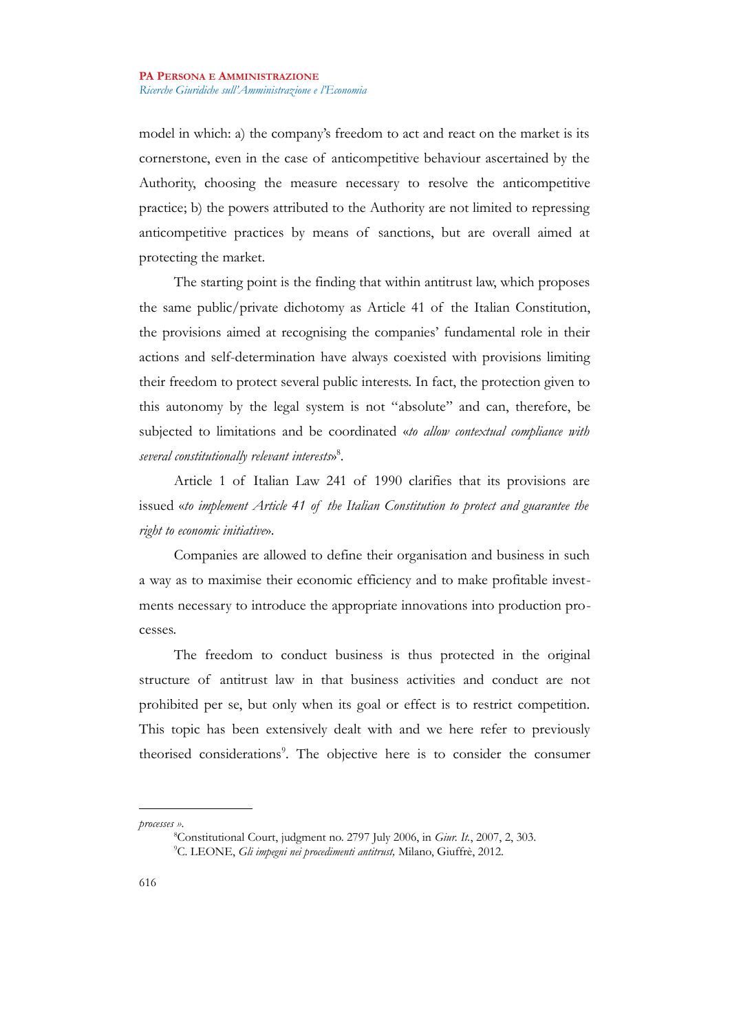model in which: a) the company's freedom to act and react on the market is its cornerstone, even in the case of anticompetitive behaviour ascertained by the Authority, choosing the measure necessary to resolve the anticompetitive practice; b) the powers attributed to the Authority are not limited to repressing anticompetitive practices by means of sanctions, but are overall aimed at protecting the market.

The starting point is the finding that within antitrust law, which proposes the same public/private dichotomy as Article 41 of the Italian Constitution, the provisions aimed at recognising the companies' fundamental role in their actions and self-determination have always coexisted with provisions limiting their freedom to protect several public interests. In fact, the protection given to this autonomy by the legal system is not "absolute" and can, therefore, be subjected to limitations and be coordinated «*to allow contextual compliance with several constitutionally relevant interests*»[8].

Article 1 of Italian Law 241 of 1990 clarifies that its provisions are issued «*to implement Article 41 of the Italian Constitution to protect and guarantee the right to economic initiative*».

Companies are allowed to define their organisation and business in such a way as to maximise their economic efficiency and to make profitable investments necessary to introduce the appropriate innovations into production processes.

The freedom to conduct business is thus protected in the original structure of antitrust law in that business activities and conduct are not prohibited per se, but only when its goal or effect is to restrict competition. This topic has been extensively dealt with and we here refer to previously theorised considerations[9]. The objective here is to consider the consumer

---

*processes »*.

[8]Constitutional Court, judgment no. 2797 July 2006, in *Giur. It.*, 2007, 2, 303.

[9]C. LEONE, *Gli impegni nei procedimenti antitrust,* Milano, Giuffrè, 2012.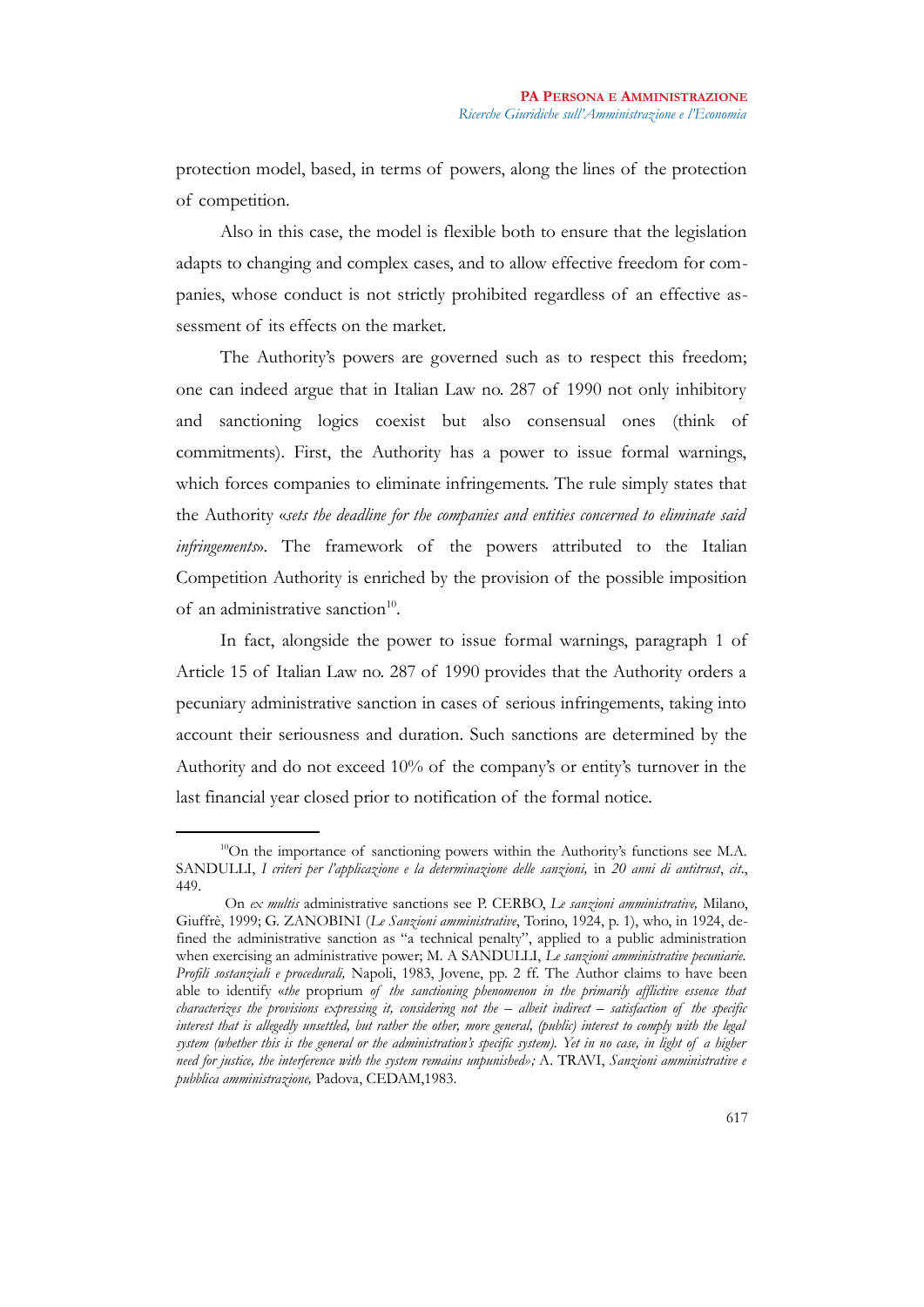protection model, based, in terms of powers, along the lines of the protection of competition.

Also in this case, the model is flexible both to ensure that the legislation adapts to changing and complex cases, and to allow effective freedom for companies, whose conduct is not strictly prohibited regardless of an effective assessment of its effects on the market.

The Authority's powers are governed such as to respect this freedom; one can indeed argue that in Italian Law no. 287 of 1990 not only inhibitory and sanctioning logics coexist but also consensual ones (think of commitments). First, the Authority has a power to issue formal warnings, which forces companies to eliminate infringements. The rule simply states that the Authority «*sets the deadline for the companies and entities concerned to eliminate said infringements*». The framework of the powers attributed to the Italian Competition Authority is enriched by the provision of the possible imposition of an administrative sanction[10].

In fact, alongside the power to issue formal warnings, paragraph 1 of Article 15 of Italian Law no. 287 of 1990 provides that the Authority orders a pecuniary administrative sanction in cases of serious infringements, taking into account their seriousness and duration. Such sanctions are determined by the Authority and do not exceed 10% of the company's or entity's turnover in the last financial year closed prior to notification of the formal notice.

---

[10]On the importance of sanctioning powers within the Authority's functions see M.A. SANDULLI, *I criteri per l'applicazione e la determinazione delle sanzioni,* in *20 anni di antitrust*, *cit*., 449.

On *ex multis* administrative sanctions see P. CERBO, *Le sanzioni amministrative,* Milano, Giuffrè, 1999; G. ZANOBINI (*Le Sanzioni amministrative*, Torino, 1924, p. 1), who, in 1924, defined the administrative sanction as "a technical penalty", applied to a public administration when exercising an administrative power; M. A SANDULLI, *Le sanzioni amministrative pecuniarie. Profili sostanziali e procedurali,* Napoli, 1983, Jovene, pp. 2 ff. The Author claims to have been able to identify «*the* proprium *of the sanctioning phenomenon in the primarily afflictive essence that characterizes the provisions expressing it, considering not the – albeit indirect – satisfaction of the specific interest that is allegedly unsettled, but rather the other, more general, (public) interest to comply with the legal system (whether this is the general or the administration's specific system). Yet in no case, in light of a higher need for justice, the interference with the system remains unpunished*»*;* A. TRAVI, *Sanzioni amministrative e pubblica amministrazione,* Padova, CEDAM,1983.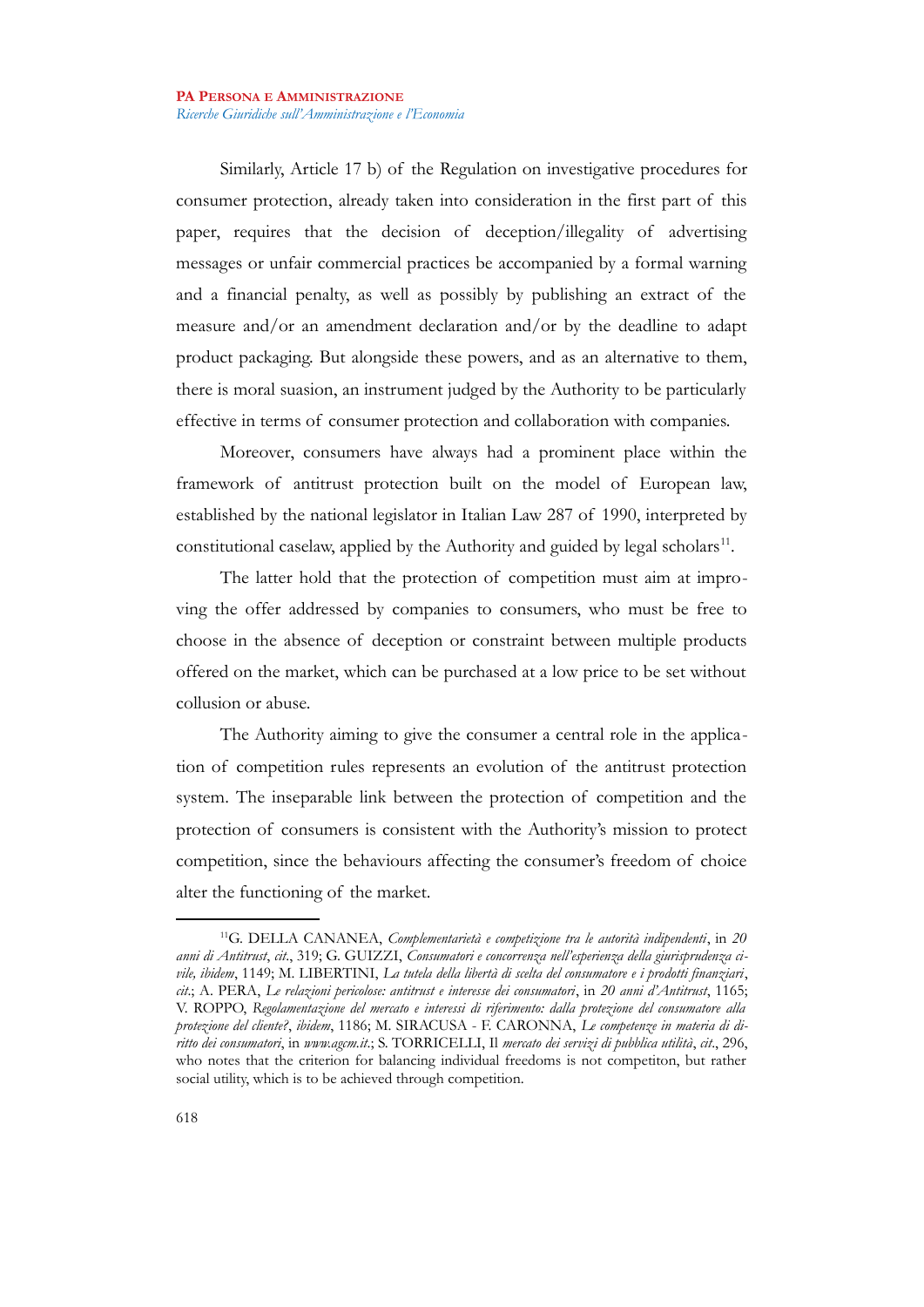Similarly, Article 17 b) of the Regulation on investigative procedures for consumer protection, already taken into consideration in the first part of this paper, requires that the decision of deception/illegality of advertising messages or unfair commercial practices be accompanied by a formal warning and a financial penalty, as well as possibly by publishing an extract of the measure and/or an amendment declaration and/or by the deadline to adapt product packaging. But alongside these powers, and as an alternative to them, there is moral suasion, an instrument judged by the Authority to be particularly effective in terms of consumer protection and collaboration with companies.

Moreover, consumers have always had a prominent place within the framework of antitrust protection built on the model of European law, established by the national legislator in Italian Law 287 of 1990, interpreted by constitutional caselaw, applied by the Authority and guided by legal scholars[11].

The latter hold that the protection of competition must aim at improving the offer addressed by companies to consumers, who must be free to choose in the absence of deception or constraint between multiple products offered on the market, which can be purchased at a low price to be set without collusion or abuse.

The Authority aiming to give the consumer a central role in the application of competition rules represents an evolution of the antitrust protection system. The inseparable link between the protection of competition and the protection of consumers is consistent with the Authority's mission to protect competition, since the behaviours affecting the consumer's freedom of choice alter the functioning of the market.

---

[11] G. DELLA CANANEA, *Complementarietà e competizione tra le autorità indipendenti*, in *20 anni di Antitrust*, *cit.*, 319; G. GUIZZI, *Consumatori e concorrenza nell'esperienza della giurisprudenza civile, ibidem*, 1149; M. LIBERTINI, *La tutela della libertà di scelta del consumatore e i prodotti finanziari*, *cit.*; A. PERA, *Le relazioni pericolose: antitrust e interesse dei consumatori*, in *20 anni d'Antitrust*, 1165; V. ROPPO, *Regolamentazione del mercato e interessi di riferimento: dalla protezione del consumatore alla protezione del cliente?*, *ibidem*, 1186; M. SIRACUSA - F. CARONNA, *Le competenze in materia di diritto dei consumatori*, in *www.agcm.it.*; S. TORRICELLI, Il *mercato dei servizi di pubblica utilità*, *cit.*, 296, who notes that the criterion for balancing individual freedoms is not competiton, but rather social utility, which is to be achieved through competition.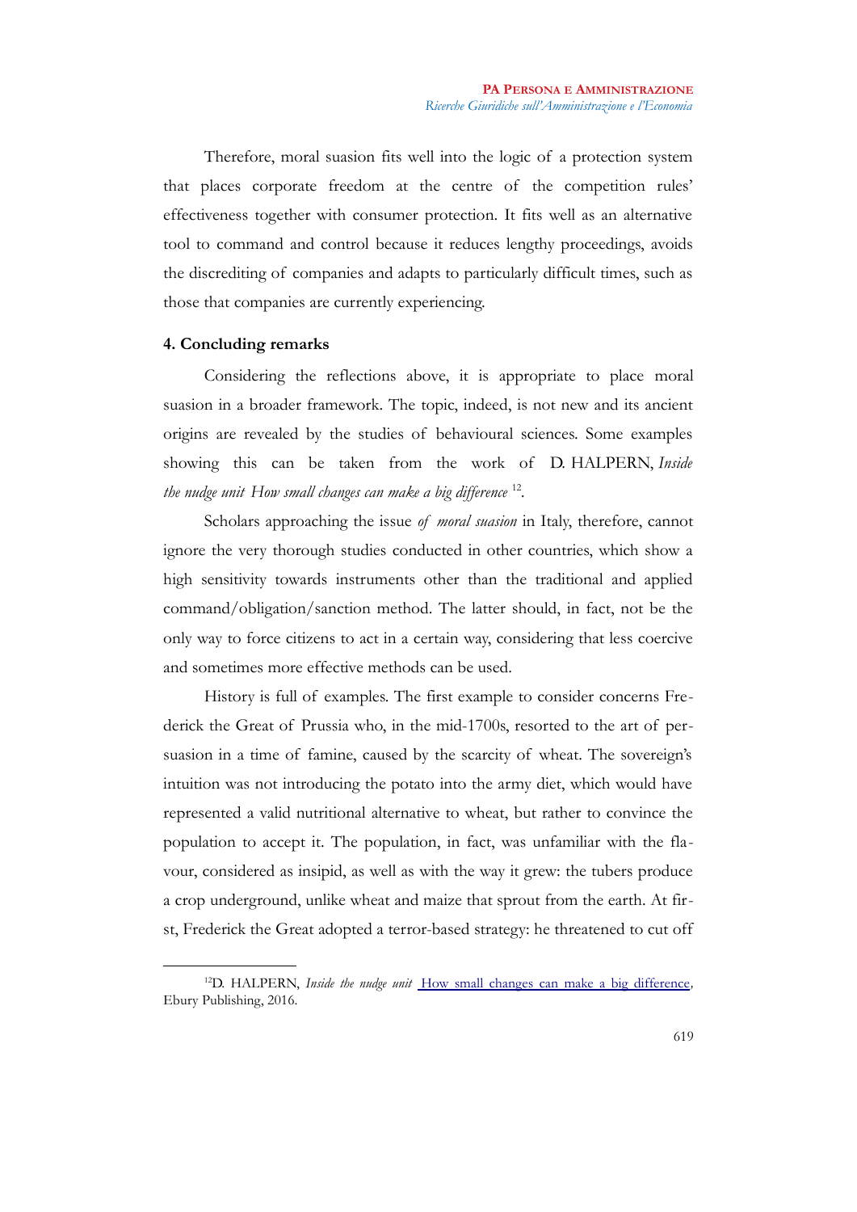Therefore, moral suasion fits well into the logic of a protection system that places corporate freedom at the centre of the competition rules' effectiveness together with consumer protection. It fits well as an alternative tool to command and control because it reduces lengthy proceedings, avoids the discrediting of companies and adapts to particularly difficult times, such as those that companies are currently experiencing.

## 4. Concluding remarks

Considering the reflections above, it is appropriate to place moral suasion in a broader framework. The topic, indeed, is not new and its ancient origins are revealed by the studies of behavioural sciences. Some examples showing this can be taken from the work of D. HALPERN, *Inside the nudge unit How small changes can make a big difference* [12].

Scholars approaching the issue *of moral suasion* in Italy, therefore, cannot ignore the very thorough studies conducted in other countries, which show a high sensitivity towards instruments other than the traditional and applied command/obligation/sanction method. The latter should, in fact, not be the only way to force citizens to act in a certain way, considering that less coercive and sometimes more effective methods can be used.

History is full of examples. The first example to consider concerns Frederick the Great of Prussia who, in the mid-1700s, resorted to the art of persuasion in a time of famine, caused by the scarcity of wheat. The sovereign's intuition was not introducing the potato into the army diet, which would have represented a valid nutritional alternative to wheat, but rather to convince the population to accept it. The population, in fact, was unfamiliar with the flavour, considered as insipid, as well as with the way it grew: the tubers produce a crop underground, unlike wheat and maize that sprout from the earth. At first, Frederick the Great adopted a terror-based strategy: he threatened to cut off

---

[12] D. HALPERN, *Inside the nudge unit* How small changes can make a big difference, Ebury Publishing, 2016.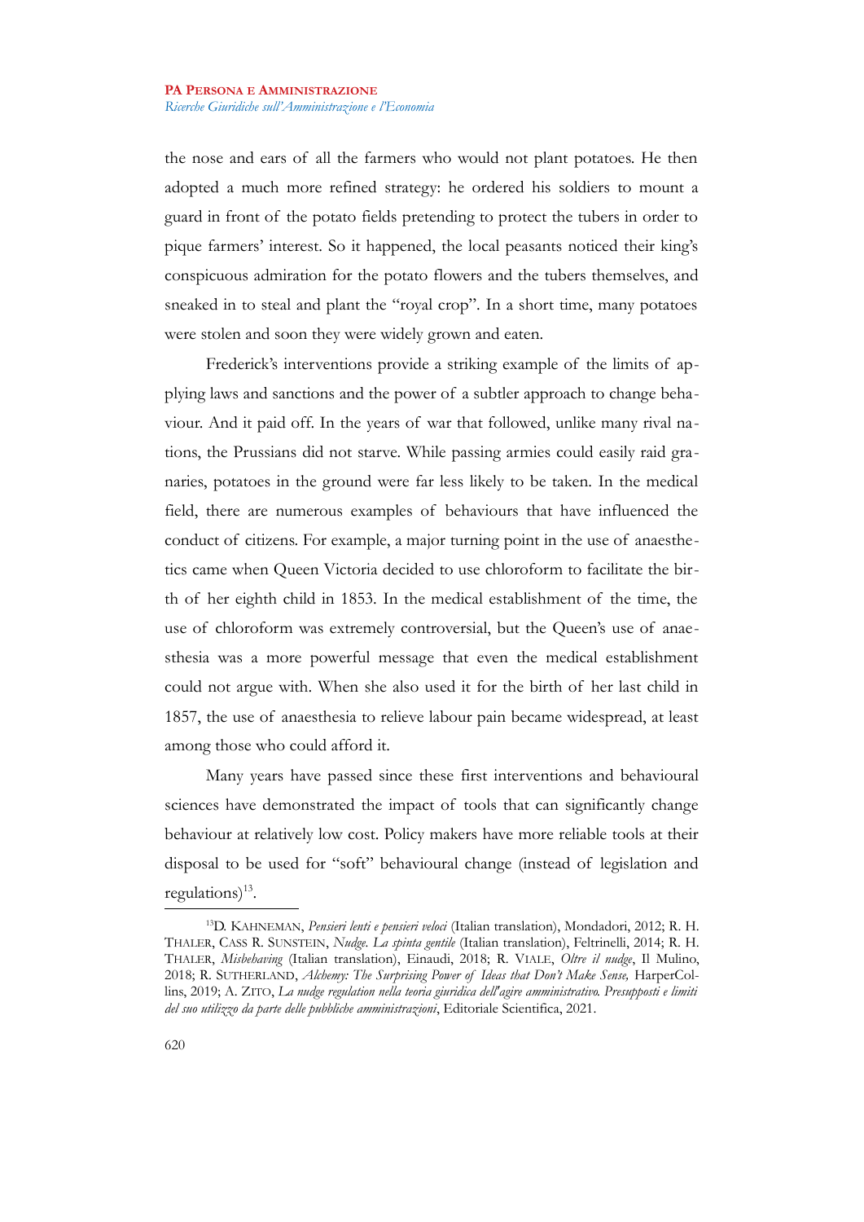the nose and ears of all the farmers who would not plant potatoes. He then adopted a much more refined strategy: he ordered his soldiers to mount a guard in front of the potato fields pretending to protect the tubers in order to pique farmers' interest. So it happened, the local peasants noticed their king's conspicuous admiration for the potato flowers and the tubers themselves, and sneaked in to steal and plant the "royal crop". In a short time, many potatoes were stolen and soon they were widely grown and eaten.

Frederick's interventions provide a striking example of the limits of applying laws and sanctions and the power of a subtler approach to change behaviour. And it paid off. In the years of war that followed, unlike many rival nations, the Prussians did not starve. While passing armies could easily raid granaries, potatoes in the ground were far less likely to be taken. In the medical field, there are numerous examples of behaviours that have influenced the conduct of citizens. For example, a major turning point in the use of anaesthetics came when Queen Victoria decided to use chloroform to facilitate the birth of her eighth child in 1853. In the medical establishment of the time, the use of chloroform was extremely controversial, but the Queen's use of anaesthesia was a more powerful message that even the medical establishment could not argue with. When she also used it for the birth of her last child in 1857, the use of anaesthesia to relieve labour pain became widespread, at least among those who could afford it.

Many years have passed since these first interventions and behavioural sciences have demonstrated the impact of tools that can significantly change behaviour at relatively low cost. Policy makers have more reliable tools at their disposal to be used for "soft" behavioural change (instead of legislation and regulations)[13].

---

[13] D. KAHNEMAN, *Pensieri lenti e pensieri veloci* (Italian translation), Mondadori, 2012; R. H. THALER, CASS R. SUNSTEIN, *Nudge. La spinta gentile* (Italian translation), Feltrinelli, 2014; R. H. THALER, *Misbehaving* (Italian translation), Einaudi, 2018; R. VIALE, *Oltre il nudge*, Il Mulino, 2018; R. SUTHERLAND, *Alchemy: The Surprising Power of Ideas that Don't Make Sense,* HarperCollins, 2019; A. ZITO, *La nudge regulation nella teoria giuridica dell'agire amministrativo. Presupposti e limiti del suo utilizzo da parte delle pubbliche amministrazioni*, Editoriale Scientifica, 2021.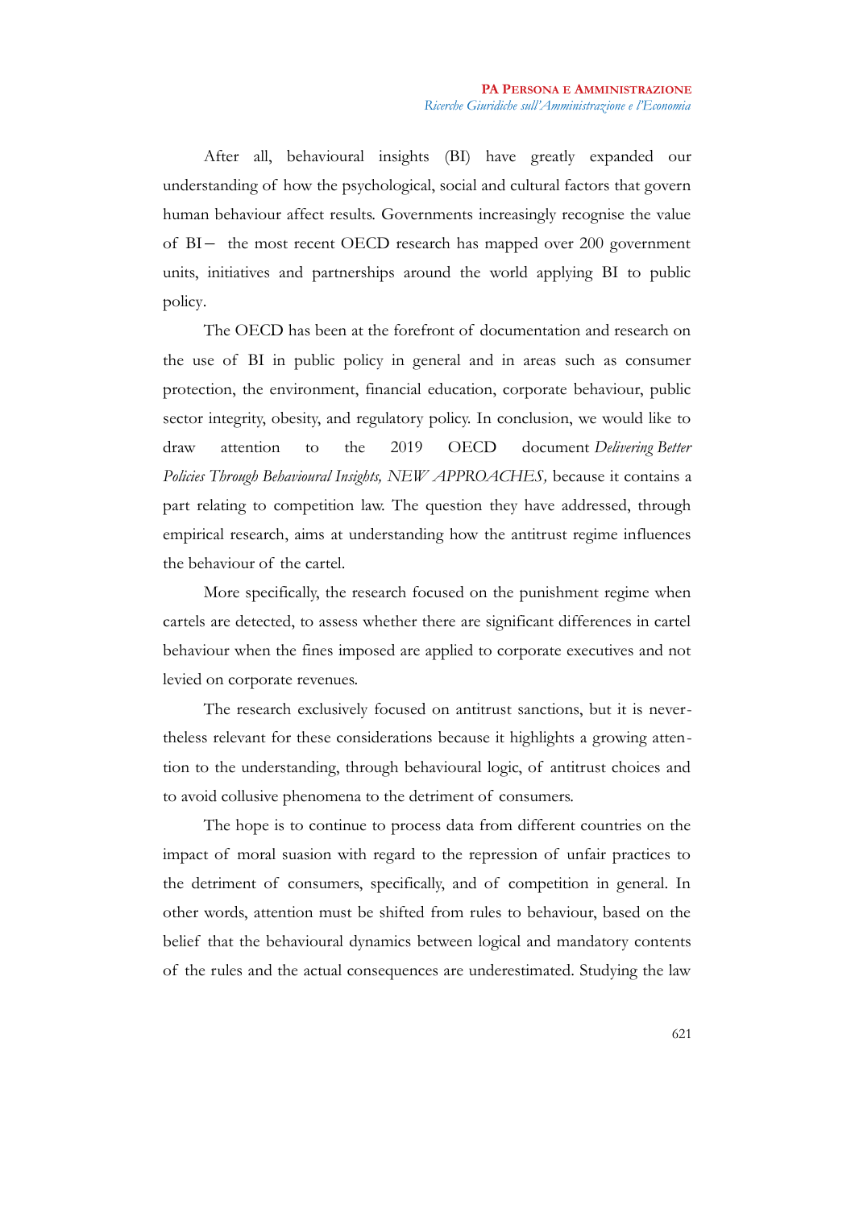After all, behavioural insights (BI) have greatly expanded our understanding of how the psychological, social and cultural factors that govern human behaviour affect results. Governments increasingly recognise the value of BI – the most recent OECD research has mapped over 200 government units, initiatives and partnerships around the world applying BI to public policy.

The OECD has been at the forefront of documentation and research on the use of BI in public policy in general and in areas such as consumer protection, the environment, financial education, corporate behaviour, public sector integrity, obesity, and regulatory policy. In conclusion, we would like to draw attention to the 2019 OECD document *Delivering Better Policies Through Behavioural Insights, NEW APPROACHES,* because it contains a part relating to competition law. The question they have addressed, through empirical research, aims at understanding how the antitrust regime influences the behaviour of the cartel.

More specifically, the research focused on the punishment regime when cartels are detected, to assess whether there are significant differences in cartel behaviour when the fines imposed are applied to corporate executives and not levied on corporate revenues.

The research exclusively focused on antitrust sanctions, but it is nevertheless relevant for these considerations because it highlights a growing attention to the understanding, through behavioural logic, of antitrust choices and to avoid collusive phenomena to the detriment of consumers.

The hope is to continue to process data from different countries on the impact of moral suasion with regard to the repression of unfair practices to the detriment of consumers, specifically, and of competition in general. In other words, attention must be shifted from rules to behaviour, based on the belief that the behavioural dynamics between logical and mandatory contents of the rules and the actual consequences are underestimated. Studying the law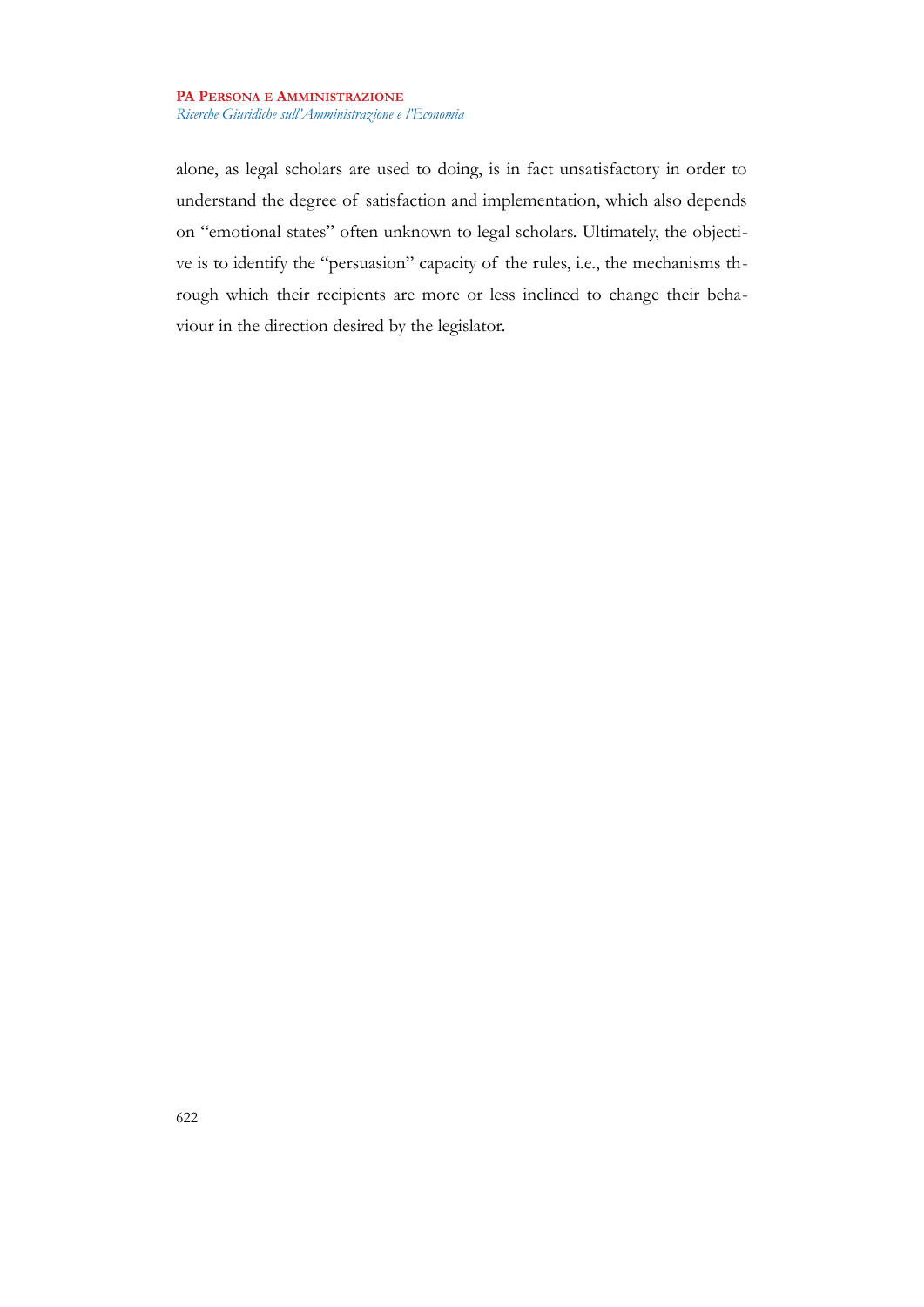alone, as legal scholars are used to doing, is in fact unsatisfactory in order to understand the degree of satisfaction and implementation, which also depends on "emotional states" often unknown to legal scholars. Ultimately, the objective is to identify the "persuasion" capacity of the rules, i.e., the mechanisms through which their recipients are more or less inclined to change their behaviour in the direction desired by the legislator.